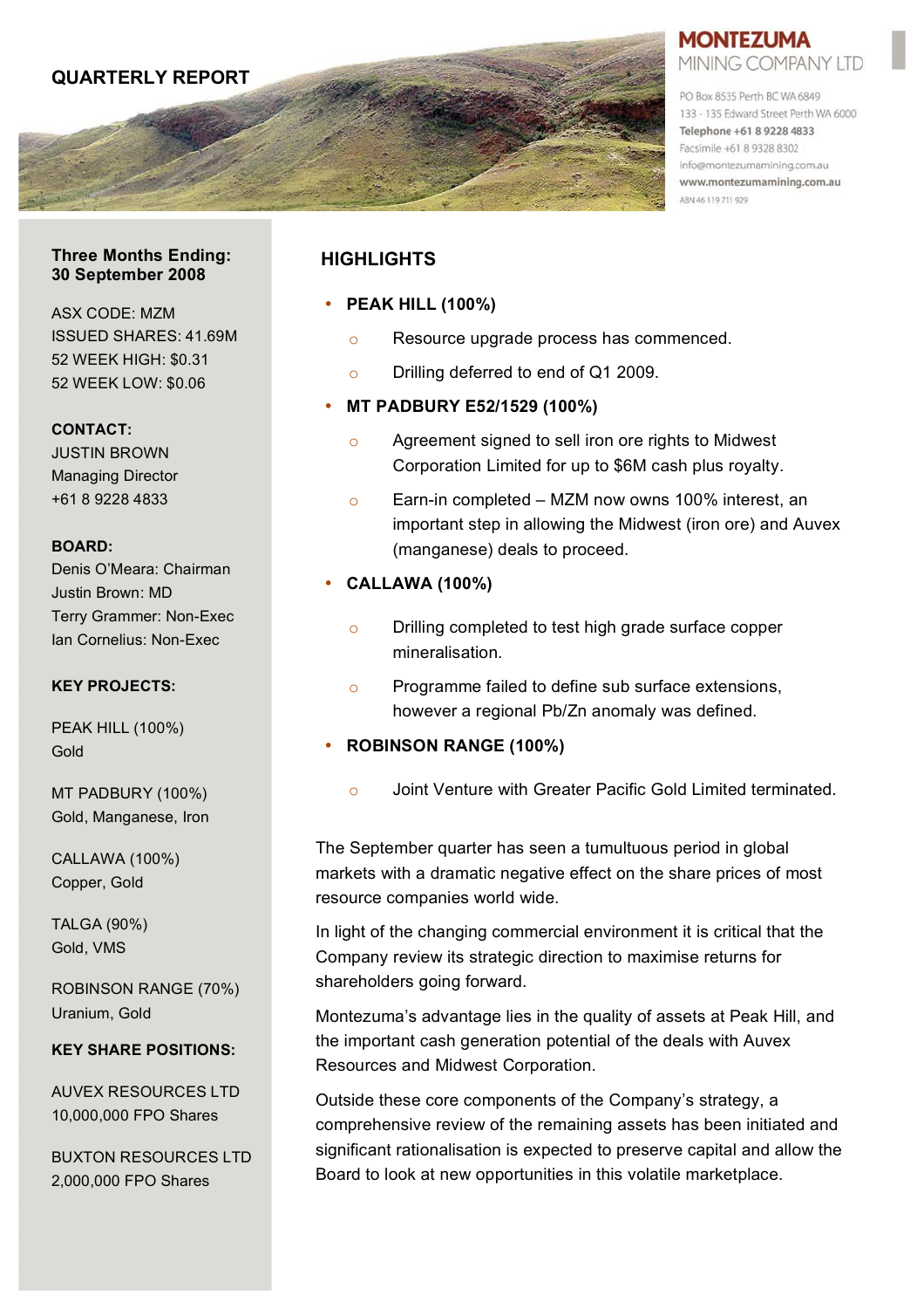# QUARTERLY REPORT

**MONTEZUMA**
MINING COMPANY LTD

PO Box 8535 Perth BC WA 6849
133 - 135 Edward Street Perth WA 6000
**Telephone +61 8 9228 4833**
Facsimile +61 8 9328 8302
info@montezumamining.com.au
**www.montezumamining.com.au**
ABN 46 119 711 929

**Three Months Ending: 30 September 2008**

ASX CODE: MZM
ISSUED SHARES: 41.69M
52 WEEK HIGH: $0.31
52 WEEK LOW: $0.06

**CONTACT:**
JUSTIN BROWN
Managing Director
+61 8 9228 4833

**BOARD:**
Denis O'Meara: Chairman
Justin Brown: MD
Terry Grammer: Non-Exec
Ian Cornelius: Non-Exec

**KEY PROJECTS:**

PEAK HILL (100%)
Gold

MT PADBURY (100%)
Gold, Manganese, Iron

CALLAWA (100%)
Copper, Gold

TALGA (90%)
Gold, VMS

ROBINSON RANGE (70%)
Uranium, Gold

**KEY SHARE POSITIONS:**

AUVEX RESOURCES LTD
10,000,000 FPO Shares

BUXTON RESOURCES LTD
2,000,000 FPO Shares

## HIGHLIGHTS

- **PEAK HILL (100%)**
  - Resource upgrade process has commenced.
  - Drilling deferred to end of Q1 2009.
- **MT PADBURY E52/1529 (100%)**
  - Agreement signed to sell iron ore rights to Midwest Corporation Limited for up to $6M cash plus royalty.
  - Earn-in completed – MZM now owns 100% interest, an important step in allowing the Midwest (iron ore) and Auvex (manganese) deals to proceed.
- **CALLAWA (100%)**
  - Drilling completed to test high grade surface copper mineralisation.
  - Programme failed to define sub surface extensions, however a regional Pb/Zn anomaly was defined.
- **ROBINSON RANGE (100%)**
  - Joint Venture with Greater Pacific Gold Limited terminated.

The September quarter has seen a tumultuous period in global markets with a dramatic negative effect on the share prices of most resource companies world wide.

In light of the changing commercial environment it is critical that the Company review its strategic direction to maximise returns for shareholders going forward.

Montezuma's advantage lies in the quality of assets at Peak Hill, and the important cash generation potential of the deals with Auvex Resources and Midwest Corporation.

Outside these core components of the Company's strategy, a comprehensive review of the remaining assets has been initiated and significant rationalisation is expected to preserve capital and allow the Board to look at new opportunities in this volatile marketplace.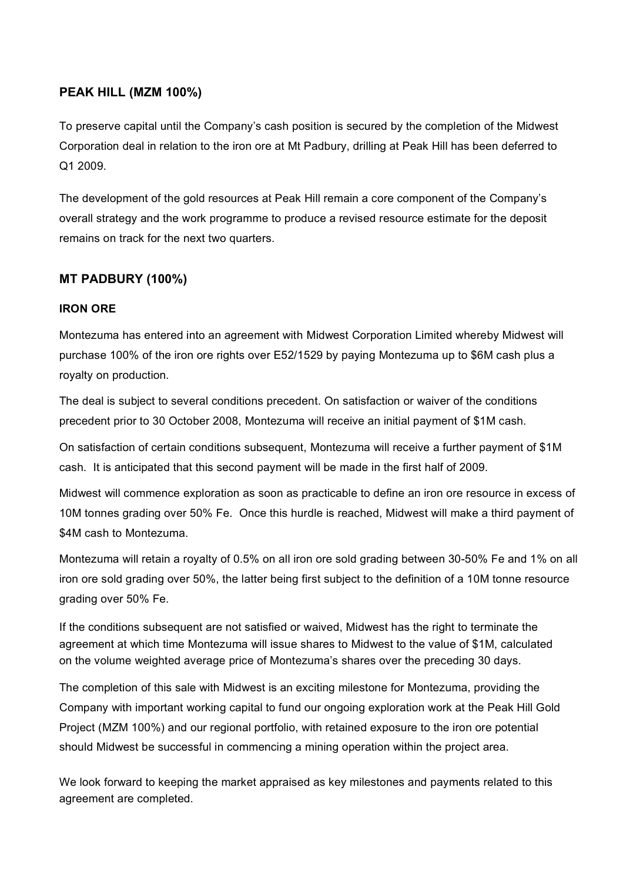## PEAK HILL (MZM 100%)

To preserve capital until the Company's cash position is secured by the completion of the Midwest Corporation deal in relation to the iron ore at Mt Padbury, drilling at Peak Hill has been deferred to Q1 2009.

The development of the gold resources at Peak Hill remain a core component of the Company's overall strategy and the work programme to produce a revised resource estimate for the deposit remains on track for the next two quarters.

## MT PADBURY (100%)

### IRON ORE

Montezuma has entered into an agreement with Midwest Corporation Limited whereby Midwest will purchase 100% of the iron ore rights over E52/1529 by paying Montezuma up to $6M cash plus a royalty on production.

The deal is subject to several conditions precedent. On satisfaction or waiver of the conditions precedent prior to 30 October 2008, Montezuma will receive an initial payment of $1M cash.

On satisfaction of certain conditions subsequent, Montezuma will receive a further payment of $1M cash. It is anticipated that this second payment will be made in the first half of 2009.

Midwest will commence exploration as soon as practicable to define an iron ore resource in excess of 10M tonnes grading over 50% Fe. Once this hurdle is reached, Midwest will make a third payment of $4M cash to Montezuma.

Montezuma will retain a royalty of 0.5% on all iron ore sold grading between 30-50% Fe and 1% on all iron ore sold grading over 50%, the latter being first subject to the definition of a 10M tonne resource grading over 50% Fe.

If the conditions subsequent are not satisfied or waived, Midwest has the right to terminate the agreement at which time Montezuma will issue shares to Midwest to the value of $1M, calculated on the volume weighted average price of Montezuma's shares over the preceding 30 days.

The completion of this sale with Midwest is an exciting milestone for Montezuma, providing the Company with important working capital to fund our ongoing exploration work at the Peak Hill Gold Project (MZM 100%) and our regional portfolio, with retained exposure to the iron ore potential should Midwest be successful in commencing a mining operation within the project area.

We look forward to keeping the market appraised as key milestones and payments related to this agreement are completed.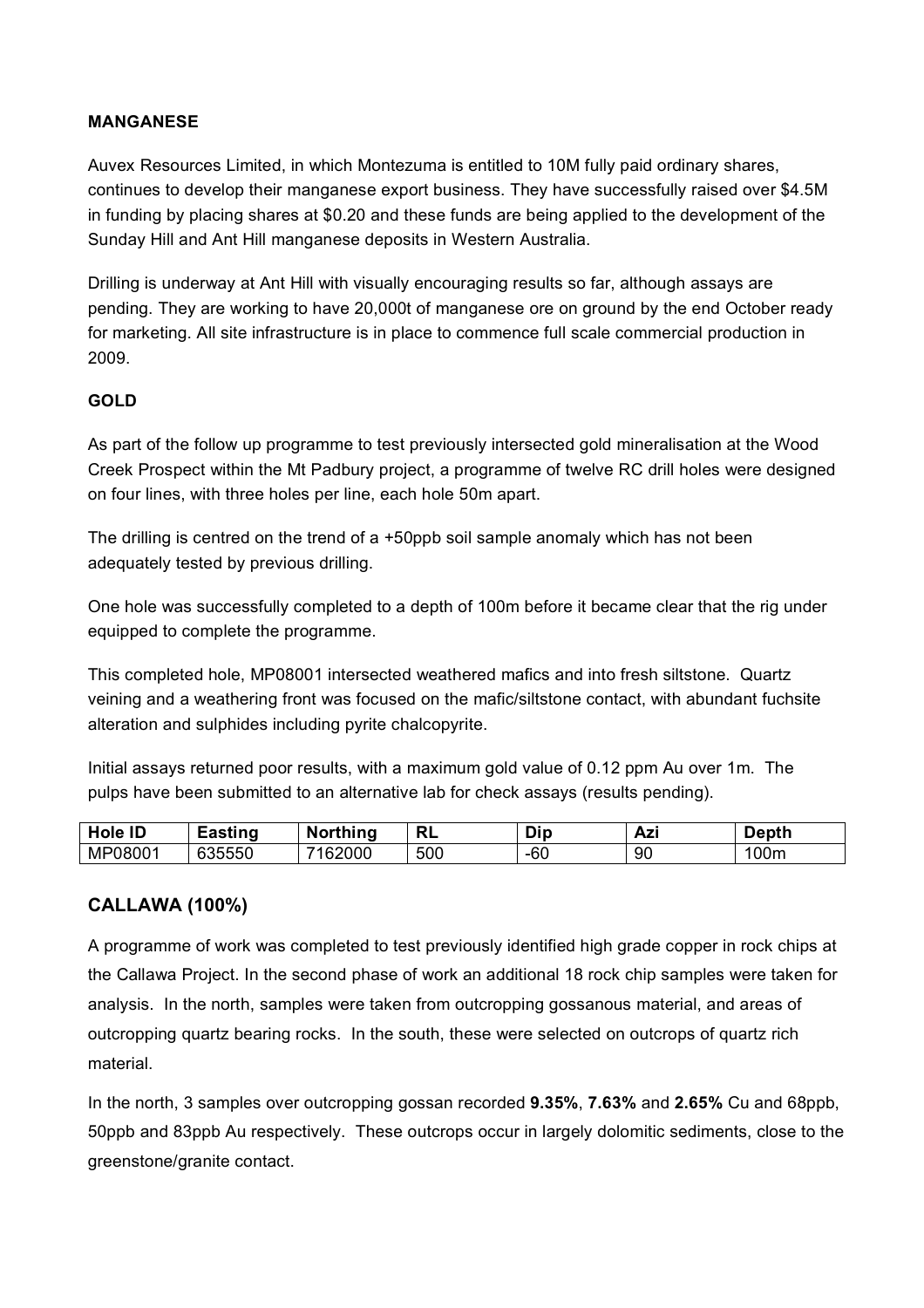**MANGANESE**

Auvex Resources Limited, in which Montezuma is entitled to 10M fully paid ordinary shares, continues to develop their manganese export business. They have successfully raised over $4.5M in funding by placing shares at $0.20 and these funds are being applied to the development of the Sunday Hill and Ant Hill manganese deposits in Western Australia.

Drilling is underway at Ant Hill with visually encouraging results so far, although assays are pending. They are working to have 20,000t of manganese ore on ground by the end October ready for marketing. All site infrastructure is in place to commence full scale commercial production in 2009.

**GOLD**

As part of the follow up programme to test previously intersected gold mineralisation at the Wood Creek Prospect within the Mt Padbury project, a programme of twelve RC drill holes were designed on four lines, with three holes per line, each hole 50m apart.

The drilling is centred on the trend of a +50ppb soil sample anomaly which has not been adequately tested by previous drilling.

One hole was successfully completed to a depth of 100m before it became clear that the rig under equipped to complete the programme.

This completed hole, MP08001 intersected weathered mafics and into fresh siltstone. Quartz veining and a weathering front was focused on the mafic/siltstone contact, with abundant fuchsite alteration and sulphides including pyrite chalcopyrite.

Initial assays returned poor results, with a maximum gold value of 0.12 ppm Au over 1m. The pulps have been submitted to an alternative lab for check assays (results pending).

| Hole ID | Easting | Northing | RL | Dip | Azi | Depth |
|---|---|---|---|---|---|---|
| MP08001 | 635550 | 7162000 | 500 | -60 | 90 | 100m |

## CALLAWA (100%)

A programme of work was completed to test previously identified high grade copper in rock chips at the Callawa Project. In the second phase of work an additional 18 rock chip samples were taken for analysis. In the north, samples were taken from outcropping gossanous material, and areas of outcropping quartz bearing rocks. In the south, these were selected on outcrops of quartz rich material.

In the north, 3 samples over outcropping gossan recorded **9.35%**, **7.63%** and **2.65%** Cu and 68ppb, 50ppb and 83ppb Au respectively. These outcrops occur in largely dolomitic sediments, close to the greenstone/granite contact.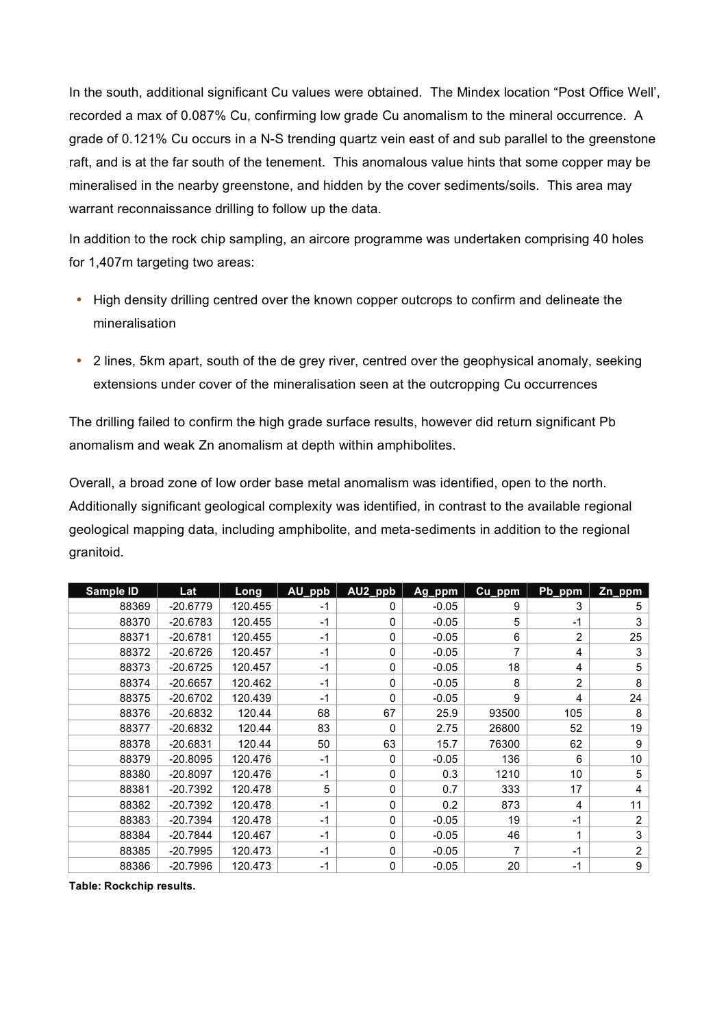In the south, additional significant Cu values were obtained. The Mindex location "Post Office Well', recorded a max of 0.087% Cu, confirming low grade Cu anomalism to the mineral occurrence. A grade of 0.121% Cu occurs in a N-S trending quartz vein east of and sub parallel to the greenstone raft, and is at the far south of the tenement. This anomalous value hints that some copper may be mineralised in the nearby greenstone, and hidden by the cover sediments/soils. This area may warrant reconnaissance drilling to follow up the data.

In addition to the rock chip sampling, an aircore programme was undertaken comprising 40 holes for 1,407m targeting two areas:

- High density drilling centred over the known copper outcrops to confirm and delineate the mineralisation
- 2 lines, 5km apart, south of the de grey river, centred over the geophysical anomaly, seeking extensions under cover of the mineralisation seen at the outcropping Cu occurrences

The drilling failed to confirm the high grade surface results, however did return significant Pb anomalism and weak Zn anomalism at depth within amphibolites.

Overall, a broad zone of low order base metal anomalism was identified, open to the north. Additionally significant geological complexity was identified, in contrast to the available regional geological mapping data, including amphibolite, and meta-sediments in addition to the regional granitoid.

| Sample ID | Lat | Long | AU_ppb | AU2_ppb | Ag_ppm | Cu_ppm | Pb_ppm | Zn_ppm |
|---|---|---|---|---|---|---|---|---|
| 88369 | -20.6779 | 120.455 | -1 | 0 | -0.05 | 9 | 3 | 5 |
| 88370 | -20.6783 | 120.455 | -1 | 0 | -0.05 | 5 | -1 | 3 |
| 88371 | -20.6781 | 120.455 | -1 | 0 | -0.05 | 6 | 2 | 25 |
| 88372 | -20.6726 | 120.457 | -1 | 0 | -0.05 | 7 | 4 | 3 |
| 88373 | -20.6725 | 120.457 | -1 | 0 | -0.05 | 18 | 4 | 5 |
| 88374 | -20.6657 | 120.462 | -1 | 0 | -0.05 | 8 | 2 | 8 |
| 88375 | -20.6702 | 120.439 | -1 | 0 | -0.05 | 9 | 4 | 24 |
| 88376 | -20.6832 | 120.44 | 68 | 67 | 25.9 | 93500 | 105 | 8 |
| 88377 | -20.6832 | 120.44 | 83 | 0 | 2.75 | 26800 | 52 | 19 |
| 88378 | -20.6831 | 120.44 | 50 | 63 | 15.7 | 76300 | 62 | 9 |
| 88379 | -20.8095 | 120.476 | -1 | 0 | -0.05 | 136 | 6 | 10 |
| 88380 | -20.8097 | 120.476 | -1 | 0 | 0.3 | 1210 | 10 | 5 |
| 88381 | -20.7392 | 120.478 | 5 | 0 | 0.7 | 333 | 17 | 4 |
| 88382 | -20.7392 | 120.478 | -1 | 0 | 0.2 | 873 | 4 | 11 |
| 88383 | -20.7394 | 120.478 | -1 | 0 | -0.05 | 19 | -1 | 2 |
| 88384 | -20.7844 | 120.467 | -1 | 0 | -0.05 | 46 | 1 | 3 |
| 88385 | -20.7995 | 120.473 | -1 | 0 | -0.05 | 7 | -1 | 2 |
| 88386 | -20.7996 | 120.473 | -1 | 0 | -0.05 | 20 | -1 | 9 |

**Table: Rockchip results.**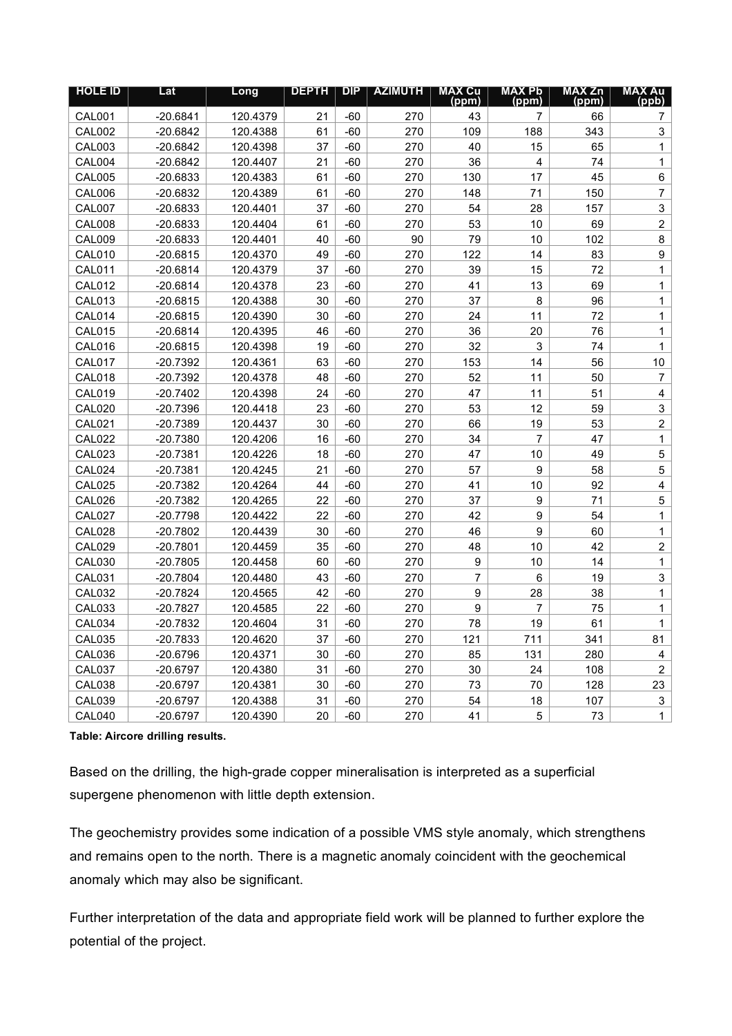| HOLE ID | Lat | Long | DEPTH | DIP | AZIMUTH | MAX Cu (ppm) | MAX Pb (ppm) | MAX Zn (ppm) | MAX Au (ppb) |
|---|---|---|---|---|---|---|---|---|---|
| CAL001 | -20.6841 | 120.4379 | 21 | -60 | 270 | 43 | 7 | 66 | 7 |
| CAL002 | -20.6842 | 120.4388 | 61 | -60 | 270 | 109 | 188 | 343 | 3 |
| CAL003 | -20.6842 | 120.4398 | 37 | -60 | 270 | 40 | 15 | 65 | 1 |
| CAL004 | -20.6842 | 120.4407 | 21 | -60 | 270 | 36 | 4 | 74 | 1 |
| CAL005 | -20.6833 | 120.4383 | 61 | -60 | 270 | 130 | 17 | 45 | 6 |
| CAL006 | -20.6832 | 120.4389 | 61 | -60 | 270 | 148 | 71 | 150 | 7 |
| CAL007 | -20.6833 | 120.4401 | 37 | -60 | 270 | 54 | 28 | 157 | 3 |
| CAL008 | -20.6833 | 120.4404 | 61 | -60 | 270 | 53 | 10 | 69 | 2 |
| CAL009 | -20.6833 | 120.4401 | 40 | -60 | 90 | 79 | 10 | 102 | 8 |
| CAL010 | -20.6815 | 120.4370 | 49 | -60 | 270 | 122 | 14 | 83 | 9 |
| CAL011 | -20.6814 | 120.4379 | 37 | -60 | 270 | 39 | 15 | 72 | 1 |
| CAL012 | -20.6814 | 120.4378 | 23 | -60 | 270 | 41 | 13 | 69 | 1 |
| CAL013 | -20.6815 | 120.4388 | 30 | -60 | 270 | 37 | 8 | 96 | 1 |
| CAL014 | -20.6815 | 120.4390 | 30 | -60 | 270 | 24 | 11 | 72 | 1 |
| CAL015 | -20.6814 | 120.4395 | 46 | -60 | 270 | 36 | 20 | 76 | 1 |
| CAL016 | -20.6815 | 120.4398 | 19 | -60 | 270 | 32 | 3 | 74 | 1 |
| CAL017 | -20.7392 | 120.4361 | 63 | -60 | 270 | 153 | 14 | 56 | 10 |
| CAL018 | -20.7392 | 120.4378 | 48 | -60 | 270 | 52 | 11 | 50 | 7 |
| CAL019 | -20.7402 | 120.4398 | 24 | -60 | 270 | 47 | 11 | 51 | 4 |
| CAL020 | -20.7396 | 120.4418 | 23 | -60 | 270 | 53 | 12 | 59 | 3 |
| CAL021 | -20.7389 | 120.4437 | 30 | -60 | 270 | 66 | 19 | 53 | 2 |
| CAL022 | -20.7380 | 120.4206 | 16 | -60 | 270 | 34 | 7 | 47 | 1 |
| CAL023 | -20.7381 | 120.4226 | 18 | -60 | 270 | 47 | 10 | 49 | 5 |
| CAL024 | -20.7381 | 120.4245 | 21 | -60 | 270 | 57 | 9 | 58 | 5 |
| CAL025 | -20.7382 | 120.4264 | 44 | -60 | 270 | 41 | 10 | 92 | 4 |
| CAL026 | -20.7382 | 120.4265 | 22 | -60 | 270 | 37 | 9 | 71 | 5 |
| CAL027 | -20.7798 | 120.4422 | 22 | -60 | 270 | 42 | 9 | 54 | 1 |
| CAL028 | -20.7802 | 120.4439 | 30 | -60 | 270 | 46 | 9 | 60 | 1 |
| CAL029 | -20.7801 | 120.4459 | 35 | -60 | 270 | 48 | 10 | 42 | 2 |
| CAL030 | -20.7805 | 120.4458 | 60 | -60 | 270 | 9 | 10 | 14 | 1 |
| CAL031 | -20.7804 | 120.4480 | 43 | -60 | 270 | 7 | 6 | 19 | 3 |
| CAL032 | -20.7824 | 120.4565 | 42 | -60 | 270 | 9 | 28 | 38 | 1 |
| CAL033 | -20.7827 | 120.4585 | 22 | -60 | 270 | 9 | 7 | 75 | 1 |
| CAL034 | -20.7832 | 120.4604 | 31 | -60 | 270 | 78 | 19 | 61 | 1 |
| CAL035 | -20.7833 | 120.4620 | 37 | -60 | 270 | 121 | 711 | 341 | 81 |
| CAL036 | -20.6796 | 120.4371 | 30 | -60 | 270 | 85 | 131 | 280 | 4 |
| CAL037 | -20.6797 | 120.4380 | 31 | -60 | 270 | 30 | 24 | 108 | 2 |
| CAL038 | -20.6797 | 120.4381 | 30 | -60 | 270 | 73 | 70 | 128 | 23 |
| CAL039 | -20.6797 | 120.4388 | 31 | -60 | 270 | 54 | 18 | 107 | 3 |
| CAL040 | -20.6797 | 120.4390 | 20 | -60 | 270 | 41 | 5 | 73 | 1 |

**Table: Aircore drilling results.**

Based on the drilling, the high-grade copper mineralisation is interpreted as a superficial supergene phenomenon with little depth extension.

The geochemistry provides some indication of a possible VMS style anomaly, which strengthens and remains open to the north. There is a magnetic anomaly coincident with the geochemical anomaly which may also be significant.

Further interpretation of the data and appropriate field work will be planned to further explore the potential of the project.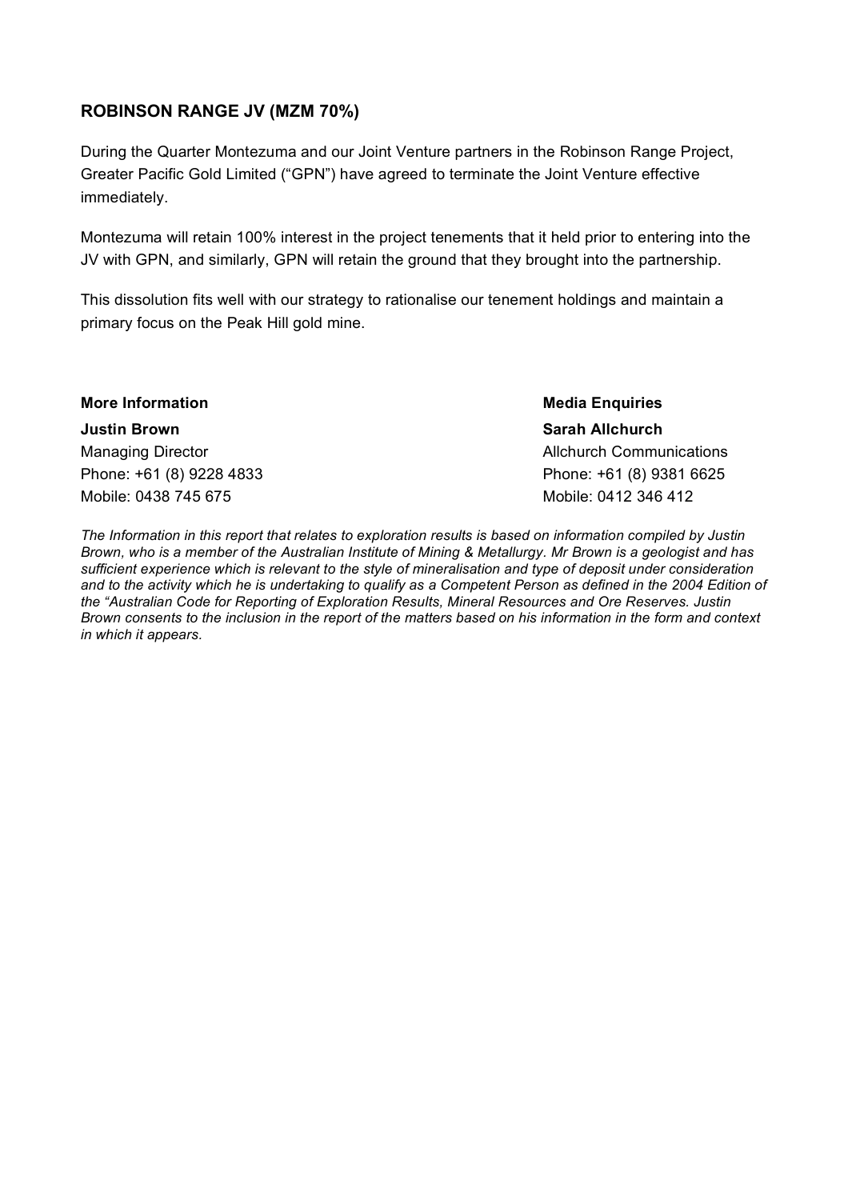## ROBINSON RANGE JV (MZM 70%)

During the Quarter Montezuma and our Joint Venture partners in the Robinson Range Project, Greater Pacific Gold Limited ("GPN") have agreed to terminate the Joint Venture effective immediately.

Montezuma will retain 100% interest in the project tenements that it held prior to entering into the JV with GPN, and similarly, GPN will retain the ground that they brought into the partnership.

This dissolution fits well with our strategy to rationalise our tenement holdings and maintain a primary focus on the Peak Hill gold mine.

**More Information**

**Justin Brown**
Managing Director
Phone: +61 (8) 9228 4833
Mobile: 0438 745 675

**Media Enquiries**

**Sarah Allchurch**
Allchurch Communications
Phone: +61 (8) 9381 6625
Mobile: 0412 346 412

*The Information in this report that relates to exploration results is based on information compiled by Justin Brown, who is a member of the Australian Institute of Mining & Metallurgy. Mr Brown is a geologist and has sufficient experience which is relevant to the style of mineralisation and type of deposit under consideration and to the activity which he is undertaking to qualify as a Competent Person as defined in the 2004 Edition of the "Australian Code for Reporting of Exploration Results, Mineral Resources and Ore Reserves. Justin Brown consents to the inclusion in the report of the matters based on his information in the form and context in which it appears.*